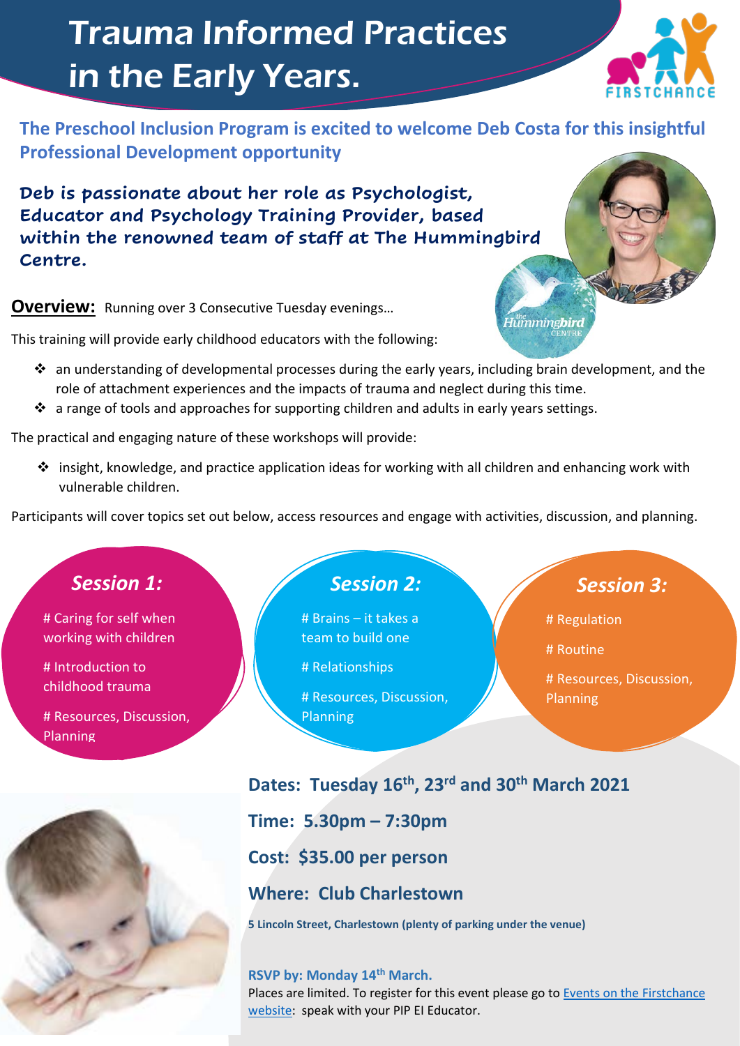# Trauma Informed Practices in the Early Years.

FIRSTCHANCE

**The Preschool Inclusion Program is excited to welcome Deb Costa for this insightful Professional Development opportunity**

**Deb is passionate about her role as Psychologist, Educator and Psychology Training Provider, based within the renowned team of staff at The Hummingbird Centre.**

**Overview:** Running over 3 Consecutive Tuesday evenings…

This training will provide early childhood educators with the following:

- an understanding of developmental processes during the early years, including brain development, and the role of attachment experiences and the impacts of trauma and neglect during this time.
- a range of tools and approaches for supporting children and adults in early years settings.

The practical and engaging nature of these workshops will provide:

- insight, knowledge, and practice application ideas for working with all children and enhancing work with vulnerable children.

Participants will cover topics set out below, access resources and engage with activities, discussion, and planning.

### *Session 1:*

# Caring for self when working with children

# Introduction to childhood trauma

# Resources, Discussion, Planning

### *Session 2:*

# Brains – it takes a team to build one

# Relationships

# Resources, Discussion, Planning

### *Session 3:*

# Regulation

# Routine

# Resources, Discussion, Planning

**Dates: Tuesday 16th, 23rd and 30th March 2021**

**Time: 5.30pm – 7:30pm**

**Cost: $35.00 per person**

**Where: Club Charlestown**

**5 Lincoln Street, Charlestown (plenty of parking under the venue)**

**RSVP by: Monday 14th March.**

Places are limited. To register for this event please go to Events on the Firstchance website: speak with your PIP EI Educator.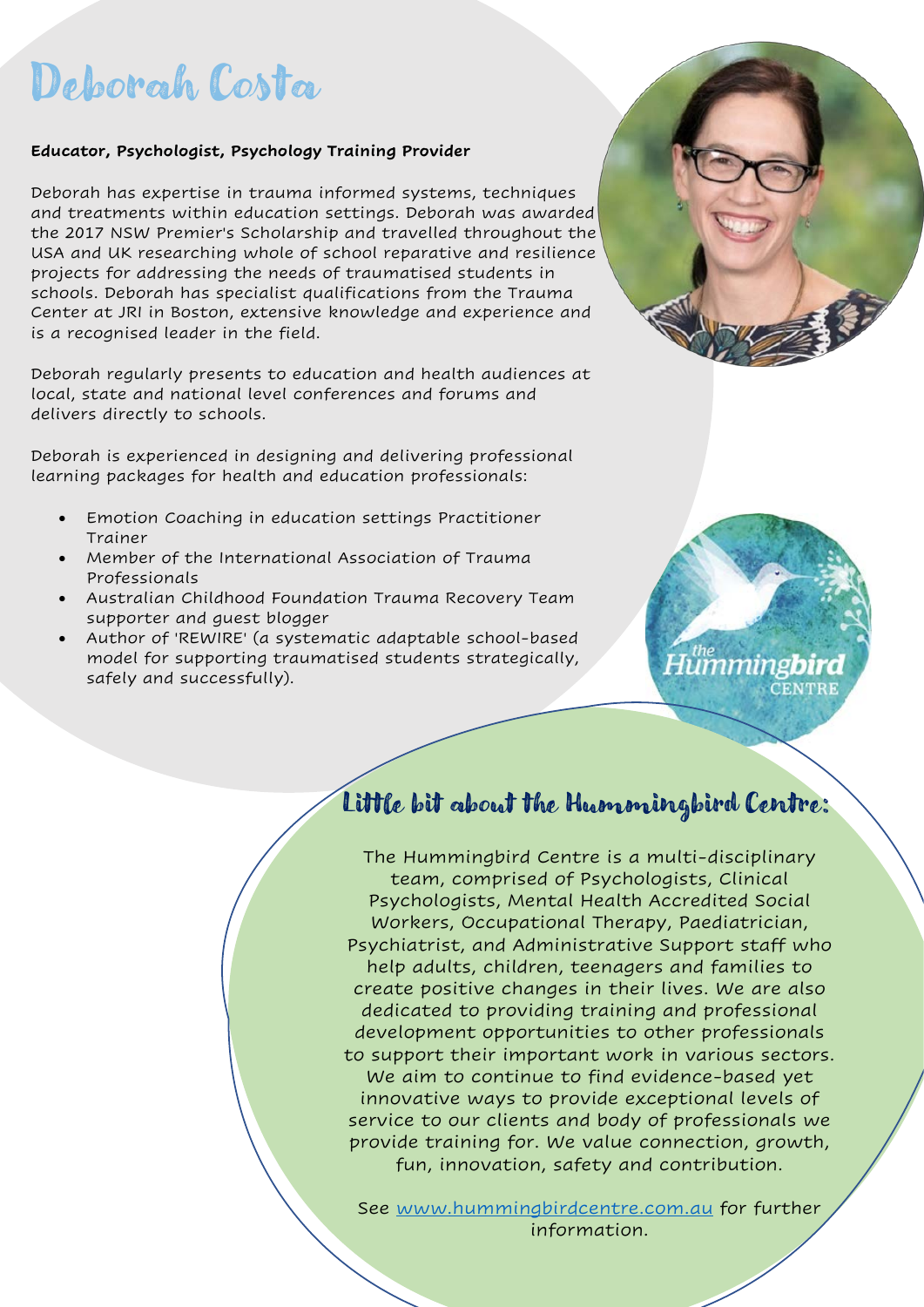# Deborah Costa

**Educator, Psychologist, Psychology Training Provider**

Deborah has expertise in trauma informed systems, techniques and treatments within education settings. Deborah was awarded the 2017 NSW Premier's Scholarship and travelled throughout the USA and UK researching whole of school reparative and resilience projects for addressing the needs of traumatised students in schools. Deborah has specialist qualifications from the Trauma Center at JRI in Boston, extensive knowledge and experience and is a recognised leader in the field.

Deborah regularly presents to education and health audiences at local, state and national level conferences and forums and delivers directly to schools.

Deborah is experienced in designing and delivering professional learning packages for health and education professionals:

- Emotion Coaching in education settings Practitioner Trainer
- Member of the International Association of Trauma Professionals
- Australian Childhood Foundation Trauma Recovery Team supporter and guest blogger
- Author of 'REWIRE' (a systematic adaptable school-based model for supporting traumatised students strategically, safely and successfully).

the Hummingbird CENTRE

## Little bit about the Hummingbird Centre:

The Hummingbird Centre is a multi-disciplinary team, comprised of Psychologists, Clinical Psychologists, Mental Health Accredited Social Workers, Occupational Therapy, Paediatrician, Psychiatrist, and Administrative Support staff who help adults, children, teenagers and families to create positive changes in their lives. We are also dedicated to providing training and professional development opportunities to other professionals to support their important work in various sectors. We aim to continue to find evidence-based yet innovative ways to provide exceptional levels of service to our clients and body of professionals we provide training for. We value connection, growth, fun, innovation, safety and contribution.

See [www.hummingbirdcentre.com.au](http://www.hummingbirdcentre.com.au) for further information.